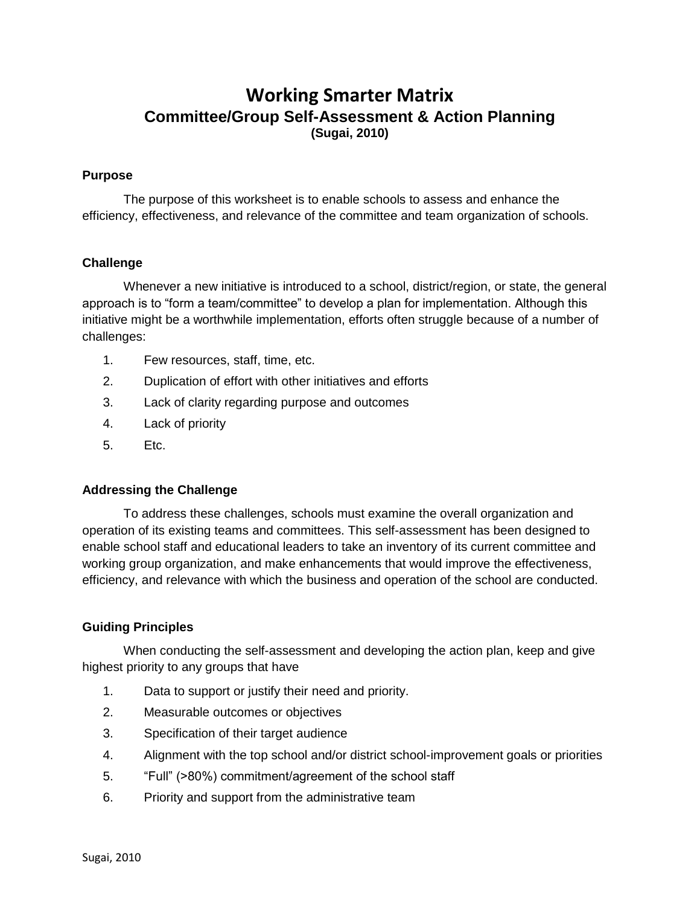# Working Smarter Matrix

## Committee/Group Self-Assessment & Action Planning

**(Sugai, 2010)**

### Purpose

The purpose of this worksheet is to enable schools to assess and enhance the efficiency, effectiveness, and relevance of the committee and team organization of schools.

### Challenge

Whenever a new initiative is introduced to a school, district/region, or state, the general approach is to "form a team/committee" to develop a plan for implementation. Although this initiative might be a worthwhile implementation, efforts often struggle because of a number of challenges:

1. Few resources, staff, time, etc.
2. Duplication of effort with other initiatives and efforts
3. Lack of clarity regarding purpose and outcomes
4. Lack of priority
5. Etc.

### Addressing the Challenge

To address these challenges, schools must examine the overall organization and operation of its existing teams and committees. This self-assessment has been designed to enable school staff and educational leaders to take an inventory of its current committee and working group organization, and make enhancements that would improve the effectiveness, efficiency, and relevance with which the business and operation of the school are conducted.

### Guiding Principles

When conducting the self-assessment and developing the action plan, keep and give highest priority to any groups that have

1. Data to support or justify their need and priority.
2. Measurable outcomes or objectives
3. Specification of their target audience
4. Alignment with the top school and/or district school-improvement goals or priorities
5. "Full" (>80%) commitment/agreement of the school staff
6. Priority and support from the administrative team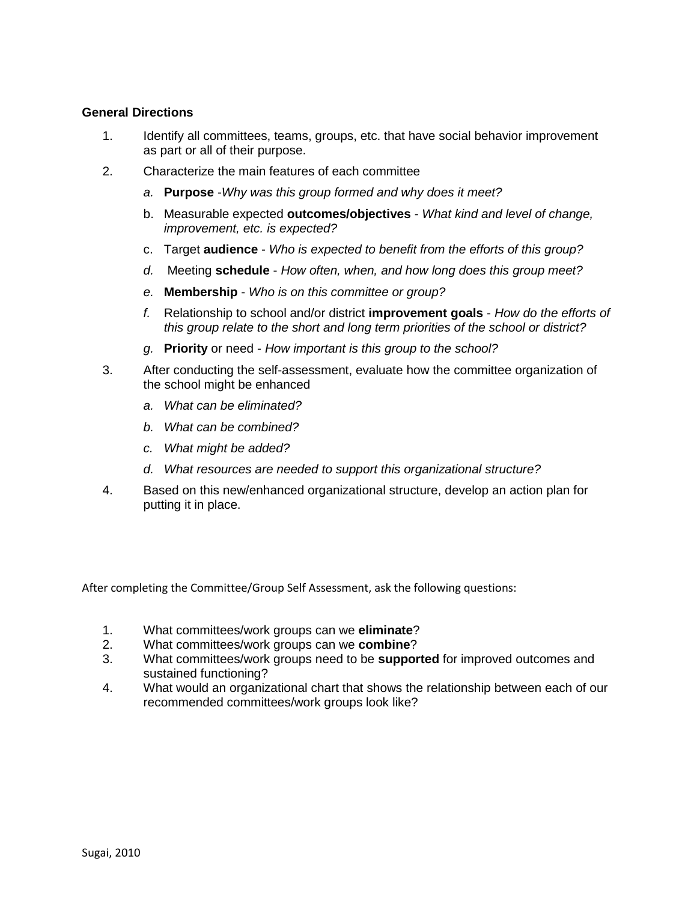**General Directions**

1. Identify all committees, teams, groups, etc. that have social behavior improvement as part or all of their purpose.
2. Characterize the main features of each committee
   a. **Purpose** -*Why was this group formed and why does it meet?*
   b. Measurable expected **outcomes/objectives** - *What kind and level of change, improvement, etc. is expected?*
   c. Target **audience** - *Who is expected to benefit from the efforts of this group?*
   d. Meeting **schedule** - *How often, when, and how long does this group meet?*
   e. **Membership** - *Who is on this committee or group?*
   f. Relationship to school and/or district **improvement goals** - *How do the efforts of this group relate to the short and long term priorities of the school or district?*
   g. **Priority** or need - *How important is this group to the school?*
3. After conducting the self-assessment, evaluate how the committee organization of the school might be enhanced
   a. *What can be eliminated?*
   b. *What can be combined?*
   c. *What might be added?*
   d. *What resources are needed to support this organizational structure?*
4. Based on this new/enhanced organizational structure, develop an action plan for putting it in place.

After completing the Committee/Group Self Assessment, ask the following questions:

1. What committees/work groups can we **eliminate**?
2. What committees/work groups can we **combine**?
3. What committees/work groups need to be **supported** for improved outcomes and sustained functioning?
4. What would an organizational chart that shows the relationship between each of our recommended committees/work groups look like?

Sugai, 2010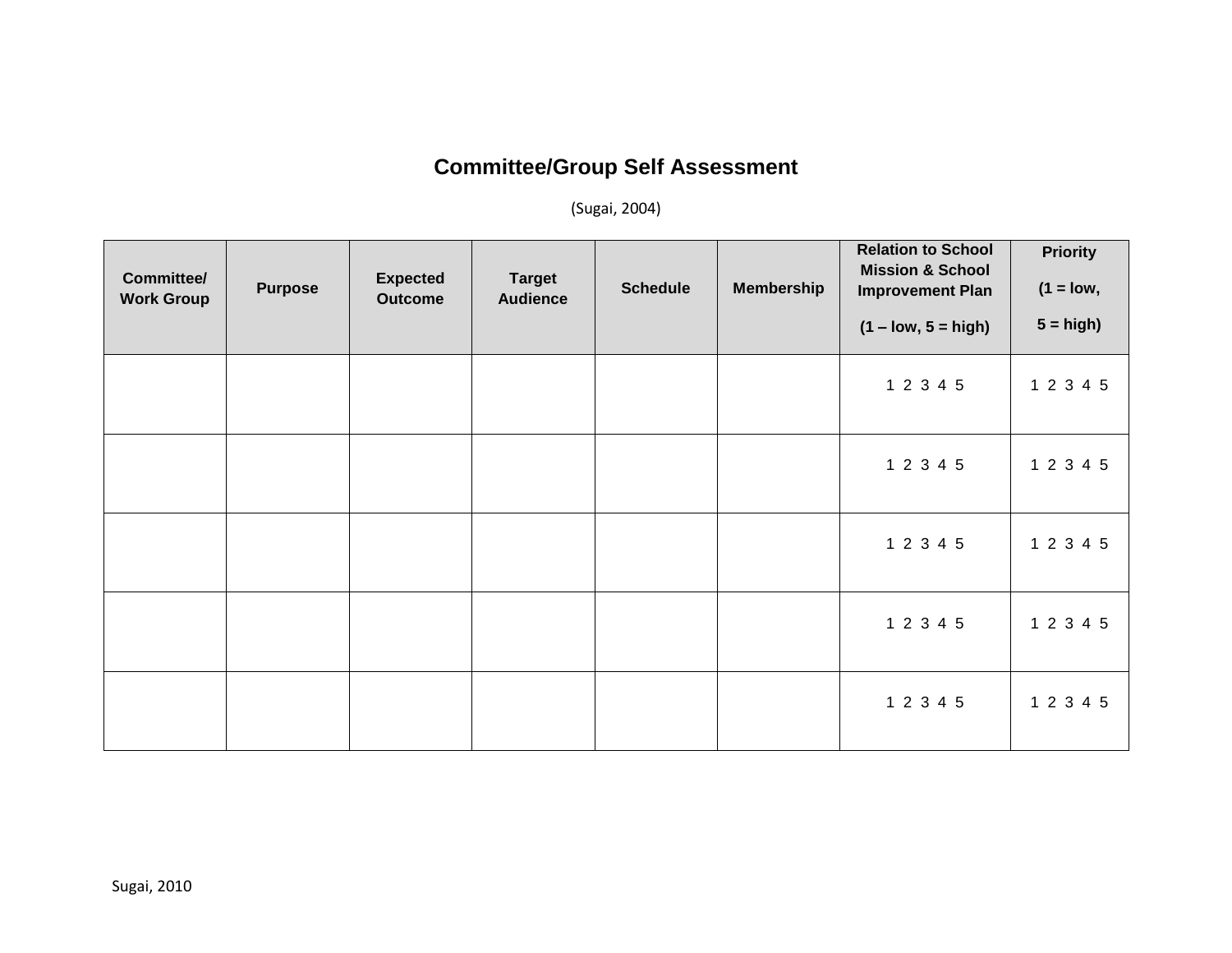# Committee/Group Self Assessment

(Sugai, 2004)

| Committee/ Work Group | Purpose | Expected Outcome | Target Audience | Schedule | Membership | Relation to School Mission & School Improvement Plan (1 – low, 5 = high) | Priority (1 = low, 5 = high) |
|---|---|---|---|---|---|---|---|
| | | | | | | 1 2 3 4 5 | 1 2 3 4 5 |
| | | | | | | 1 2 3 4 5 | 1 2 3 4 5 |
| | | | | | | 1 2 3 4 5 | 1 2 3 4 5 |
| | | | | | | 1 2 3 4 5 | 1 2 3 4 5 |
| | | | | | | 1 2 3 4 5 | 1 2 3 4 5 |

Sugai, 2010